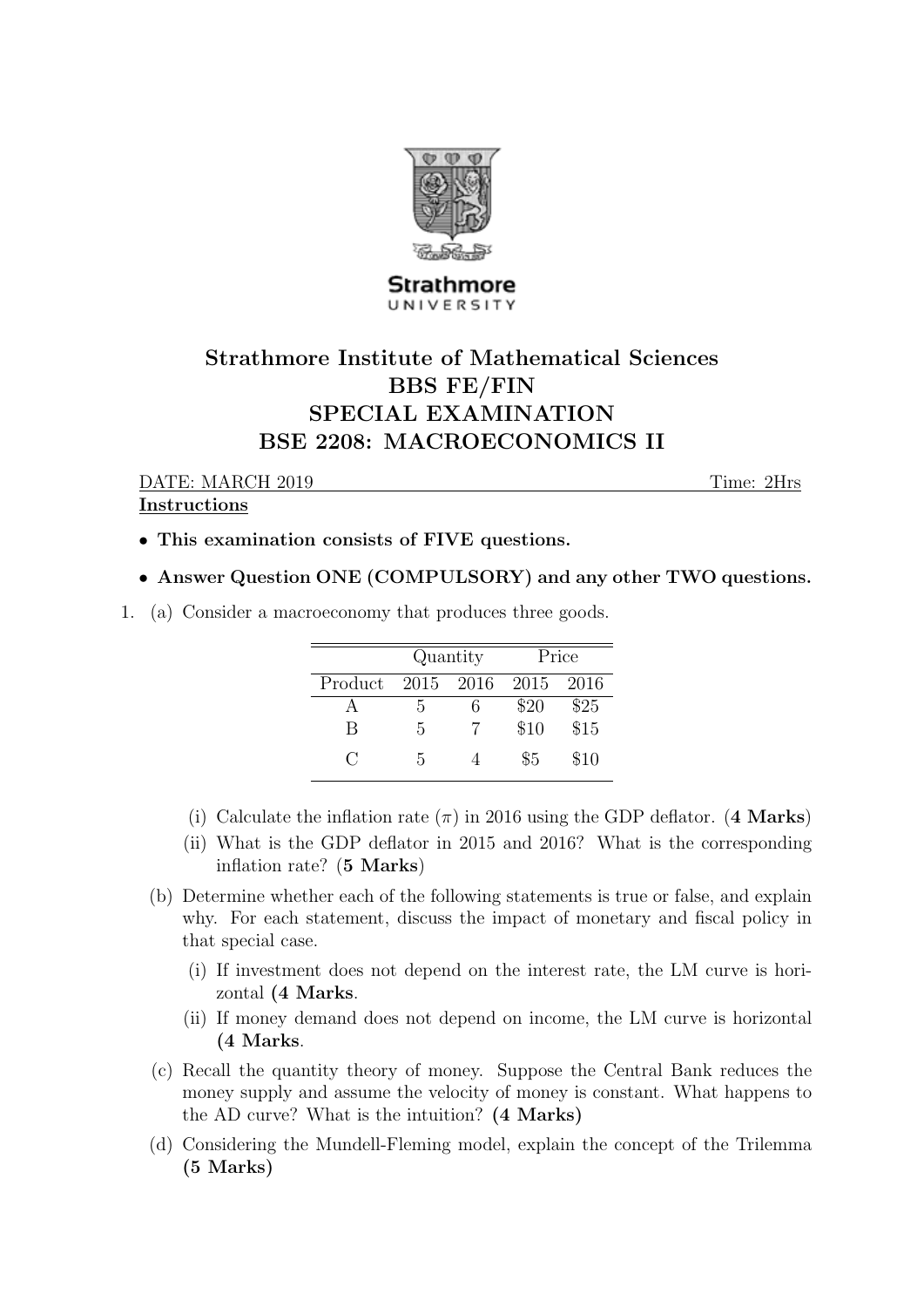Strathmore UNIVERSITY

# Strathmore Institute of Mathematical Sciences
# BBS FE/FIN
# SPECIAL EXAMINATION
# BSE 2208: MACROECONOMICS II

DATE: MARCH 2019 Time: 2Hrs

**Instructions**

- **This examination consists of FIVE questions.**
- **Answer Question ONE (COMPULSORY) and any other TWO questions.**

1. (a) Consider a macroeconomy that produces three goods.

| | Quantity | | Price | |
|---|---|---|---|---|
| Product | 2015 | 2016 | 2015 | 2016 |
| A | 5 | 6 | $20 | $25 |
| B | 5 | 7 | $10 | $15 |
| C | 5 | 4 | $5 | $10 |

   (i) Calculate the inflation rate ($\pi$) in 2016 using the GDP deflator. (**4 Marks**)

   (ii) What is the GDP deflator in 2015 and 2016? What is the corresponding inflation rate? (**5 Marks**)

   (b) Determine whether each of the following statements is true or false, and explain why. For each statement, discuss the impact of monetary and fiscal policy in that special case.

   (i) If investment does not depend on the interest rate, the LM curve is horizontal **(4 Marks**.

   (ii) If money demand does not depend on income, the LM curve is horizontal **(4 Marks**.

   (c) Recall the quantity theory of money. Suppose the Central Bank reduces the money supply and assume the velocity of money is constant. What happens to the AD curve? What is the intuition? **(4 Marks)**

   (d) Considering the Mundell-Fleming model, explain the concept of the Trilemma **(5 Marks)**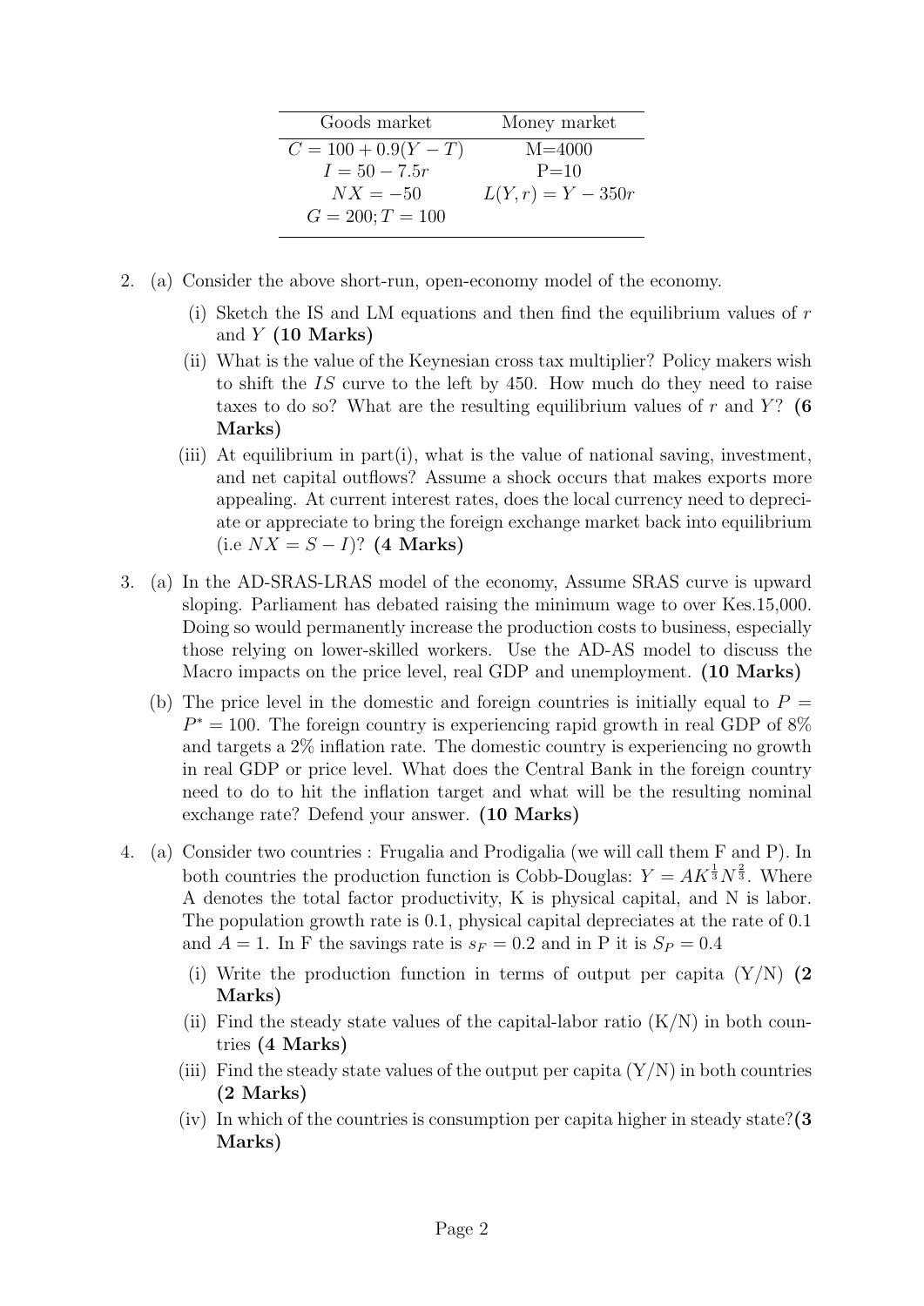| Goods market | Money market |
|---|---|
| $C = 100 + 0.9(Y - T)$ | M=4000 |
| $I = 50 - 7.5r$ | P=10 |
| $NX = -50$ | $L(Y, r) = Y - 350r$ |
| $G = 200; T = 100$ | |

2. (a) Consider the above short-run, open-economy model of the economy.

   (i) Sketch the IS and LM equations and then find the equilibrium values of $r$ and $Y$ **(10 Marks)**

   (ii) What is the value of the Keynesian cross tax multiplier? Policy makers wish to shift the $IS$ curve to the left by 450. How much do they need to raise taxes to do so? What are the resulting equilibrium values of $r$ and $Y$? **(6 Marks)**

   (iii) At equilibrium in part(i), what is the value of national saving, investment, and net capital outflows? Assume a shock occurs that makes exports more appealing. At current interest rates, does the local currency need to depreciate or appreciate to bring the foreign exchange market back into equilibrium (i.e $NX = S - I$)? **(4 Marks)**

3. (a) In the AD-SRAS-LRAS model of the economy, Assume SRAS curve is upward sloping. Parliament has debated raising the minimum wage to over Kes.15,000. Doing so would permanently increase the production costs to business, especially those relying on lower-skilled workers. Use the AD-AS model to discuss the Macro impacts on the price level, real GDP and unemployment. **(10 Marks)**

   (b) The price level in the domestic and foreign countries is initially equal to $P = P^* = 100$. The foreign country is experiencing rapid growth in real GDP of 8% and targets a 2% inflation rate. The domestic country is experiencing no growth in real GDP or price level. What does the Central Bank in the foreign country need to do to hit the inflation target and what will be the resulting nominal exchange rate? Defend your answer. **(10 Marks)**

4. (a) Consider two countries : Frugalia and Prodigalia (we will call them F and P). In both countries the production function is Cobb-Douglas: $Y = AK^{\frac{1}{3}}N^{\frac{2}{3}}$. Where A denotes the total factor productivity, K is physical capital, and N is labor. The population growth rate is 0.1, physical capital depreciates at the rate of 0.1 and $A = 1$. In F the savings rate is $s_F = 0.2$ and in P it is $S_P = 0.4$

   (i) Write the production function in terms of output per capita (Y/N) **(2 Marks)**

   (ii) Find the steady state values of the capital-labor ratio (K/N) in both countries **(4 Marks)**

   (iii) Find the steady state values of the output per capita (Y/N) in both countries **(2 Marks)**

   (iv) In which of the countries is consumption per capita higher in steady state? **(3 Marks)**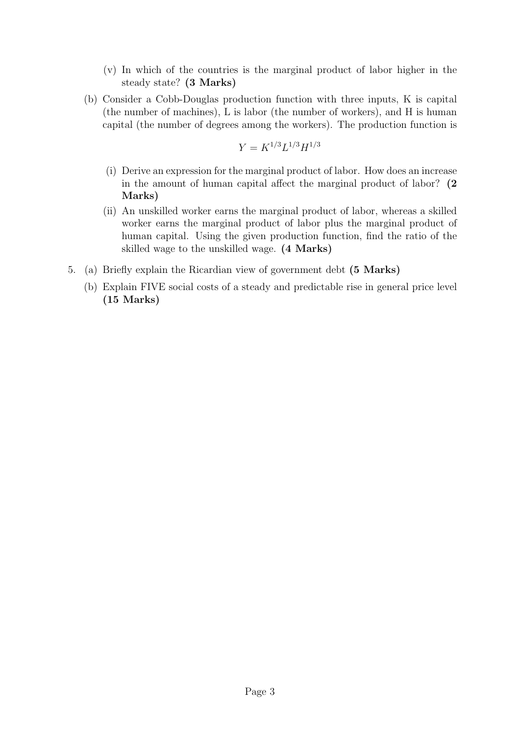(v) In which of the countries is the marginal product of labor higher in the steady state? **(3 Marks)**

(b) Consider a Cobb-Douglas production function with three inputs, K is capital (the number of machines), L is labor (the number of workers), and H is human capital (the number of degrees among the workers). The production function is

$$Y = K^{1/3}L^{1/3}H^{1/3}$$

(i) Derive an expression for the marginal product of labor. How does an increase in the amount of human capital affect the marginal product of labor? **(2 Marks)**

(ii) An unskilled worker earns the marginal product of labor, whereas a skilled worker earns the marginal product of labor plus the marginal product of human capital. Using the given production function, find the ratio of the skilled wage to the unskilled wage. **(4 Marks)**

5. (a) Briefly explain the Ricardian view of government debt **(5 Marks)**

(b) Explain FIVE social costs of a steady and predictable rise in general price level **(15 Marks)**